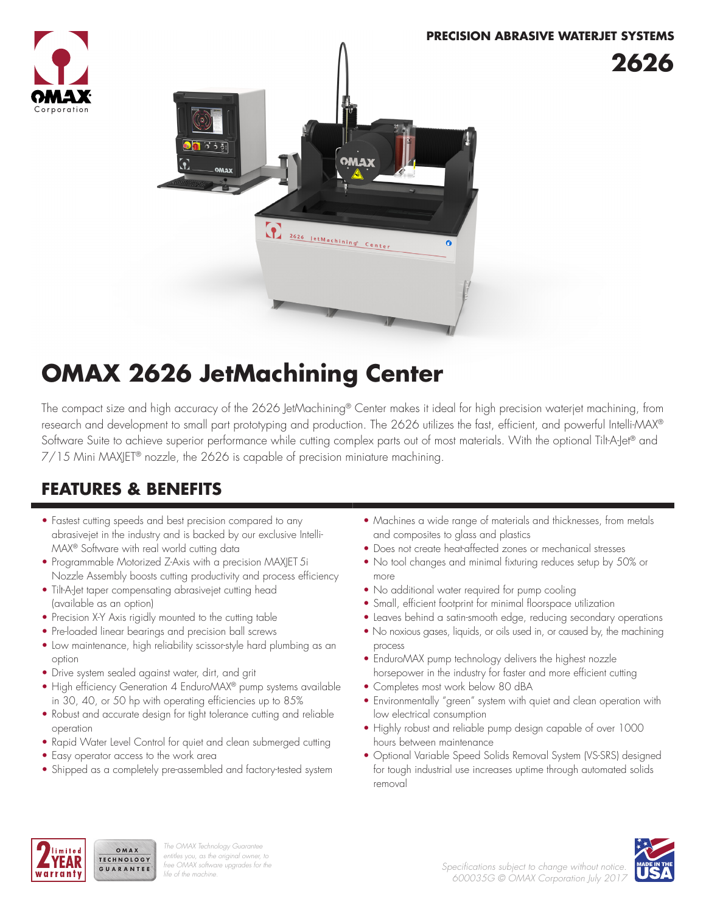PRECISION ABRASIVE WATERJET SYSTEMS

**2626**

# OMAX 2626 JetMachining Center

The compact size and high accuracy of the 2626 JetMachining® Center makes it ideal for high precision waterjet machining, from research and development to small part prototyping and production. The 2626 utilizes the fast, efficient, and powerful Intelli-MAX® Software Suite to achieve superior performance while cutting complex parts out of most materials. With the optional Tilt-A-Jet® and 7/15 Mini MAXJET® nozzle, the 2626 is capable of precision miniature machining.

## FEATURES & BENEFITS

- Fastest cutting speeds and best precision compared to any abrasivejet in the industry and is backed by our exclusive Intelli-MAX® Software with real world cutting data
- Programmable Motorized Z-Axis with a precision MAXJET 5i Nozzle Assembly boosts cutting productivity and process efficiency
- Tilt-A-Jet taper compensating abrasivejet cutting head (available as an option)
- Precision X-Y Axis rigidly mounted to the cutting table
- Pre-loaded linear bearings and precision ball screws
- Low maintenance, high reliability scissor-style hard plumbing as an option
- Drive system sealed against water, dirt, and grit
- High efficiency Generation 4 EnduroMAX® pump systems available in 30, 40, or 50 hp with operating efficiencies up to 85%
- Robust and accurate design for tight tolerance cutting and reliable operation
- Rapid Water Level Control for quiet and clean submerged cutting
- Easy operator access to the work area
- Shipped as a completely pre-assembled and factory-tested system
- Machines a wide range of materials and thicknesses, from metals and composites to glass and plastics
- Does not create heat-affected zones or mechanical stresses
- No tool changes and minimal fixturing reduces setup by 50% or more
- No additional water required for pump cooling
- Small, efficient footprint for minimal floorspace utilization
- Leaves behind a satin-smooth edge, reducing secondary operations
- No noxious gases, liquids, or oils used in, or caused by, the machining process
- EnduroMAX pump technology delivers the highest nozzle horsepower in the industry for faster and more efficient cutting
- Completes most work below 80 dBA
- Environmentally "green" system with quiet and clean operation with low electrical consumption
- Highly robust and reliable pump design capable of over 1000 hours between maintenance
- Optional Variable Speed Solids Removal System (VS-SRS) designed for tough industrial use increases uptime through automated solids removal

2 YEAR limited warranty

OMAX TECHNOLOGY GUARANTEE

*The OMAX Technology Guarantee entitles you, as the original owner, to free OMAX software upgrades for the life of the machine.*

*Specifications subject to change without notice.*
*600035G © OMAX Corporation July 2017*

MADE IN THE USA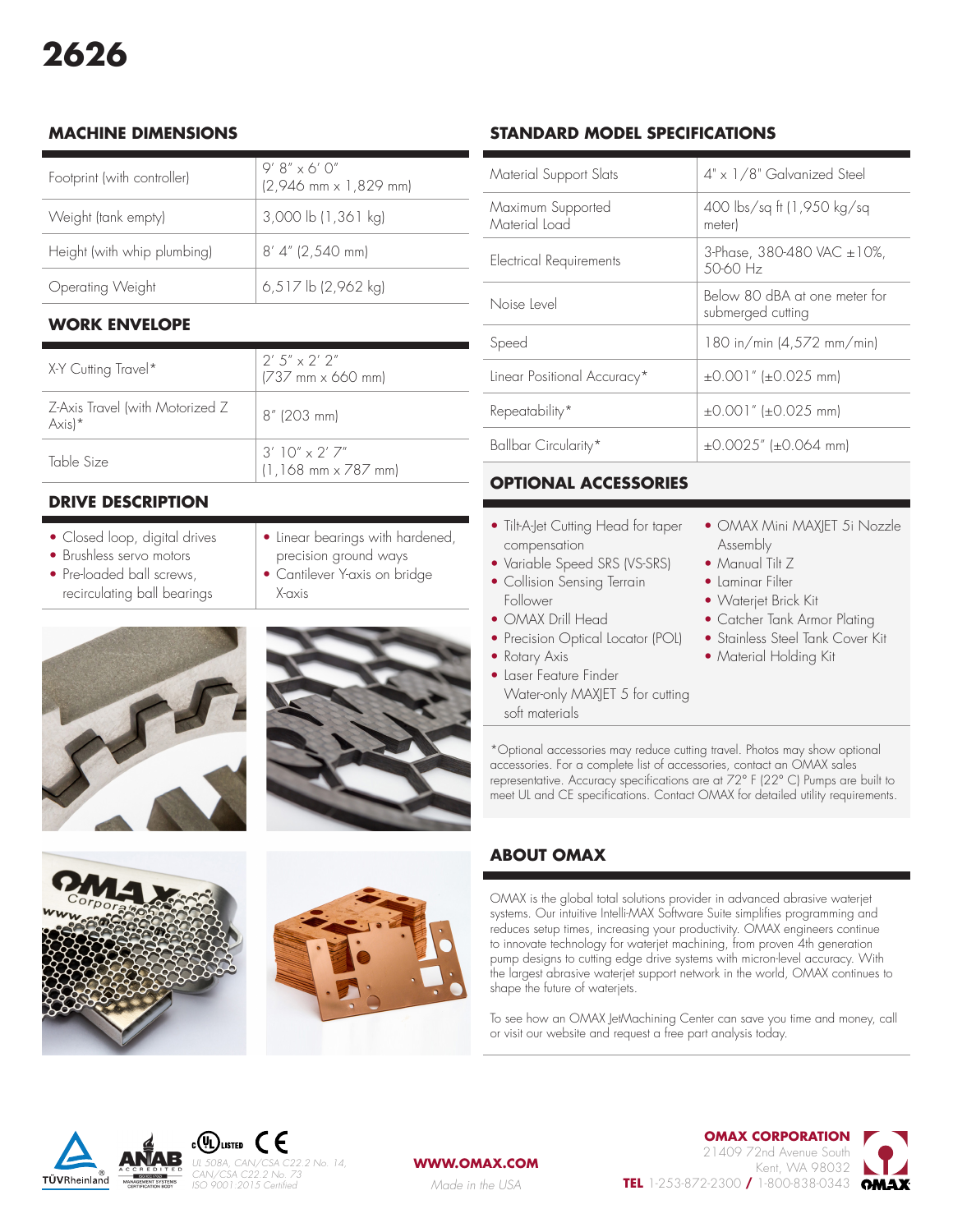# 2626

## MACHINE DIMENSIONS

| | |
|---|---|
| Footprint (with controller) | 9′ 8″ x 6′ 0″ (2,946 mm x 1,829 mm) |
| Weight (tank empty) | 3,000 lb (1,361 kg) |
| Height (with whip plumbing) | 8′ 4″ (2,540 mm) |
| Operating Weight | 6,517 lb (2,962 kg) |

## WORK ENVELOPE

| | |
|---|---|
| X-Y Cutting Travel* | 2′ 5″ x 2′ 2″ (737 mm x 660 mm) |
| Z-Axis Travel (with Motorized Z Axis)* | 8″ (203 mm) |
| Table Size | 3′ 10″ x 2′ 7″ (1,168 mm x 787 mm) |

## DRIVE DESCRIPTION

- Closed loop, digital drives
- Brushless servo motors
- Pre-loaded ball screws, recirculating ball bearings
- Linear bearings with hardened, precision ground ways
- Cantilever Y-axis on bridge X-axis

## STANDARD MODEL SPECIFICATIONS

| | |
|---|---|
| Material Support Slats | 4″ x 1/8″ Galvanized Steel |
| Maximum Supported Material Load | 400 lbs/sq ft (1,950 kg/sq meter) |
| Electrical Requirements | 3-Phase, 380-480 VAC ±10%, 50-60 Hz |
| Noise Level | Below 80 dBA at one meter for submerged cutting |
| Speed | 180 in/min (4,572 mm/min) |
| Linear Positional Accuracy* | ±0.001″ (±0.025 mm) |
| Repeatability* | ±0.001″ (±0.025 mm) |
| Ballbar Circularity* | ±0.0025″ (±0.064 mm) |

## OPTIONAL ACCESSORIES

- Tilt-A-Jet Cutting Head for taper compensation
- Variable Speed SRS (VS-SRS)
- Collision Sensing Terrain Follower
- OMAX Drill Head
- Precision Optical Locator (POL)
- Rotary Axis
- Laser Feature Finder
- Water-only MAXJET 5 for cutting soft materials
- OMAX Mini MAXJET 5i Nozzle Assembly
- Manual Tilt Z
- Laminar Filter
- Waterjet Brick Kit
- Catcher Tank Armor Plating
- Stainless Steel Tank Cover Kit
- Material Holding Kit

*Optional accessories may reduce cutting travel. Photos may show optional accessories. For a complete list of accessories, contact an OMAX sales representative. Accuracy specifications are at 72° F (22° C) Pumps are built to meet UL and CE specifications. Contact OMAX for detailed utility requirements.

## ABOUT OMAX

OMAX is the global total solutions provider in advanced abrasive waterjet systems. Our intuitive Intelli-MAX Software Suite simplifies programming and reduces setup times, increasing your productivity. OMAX engineers continue to innovate technology for waterjet machining, from proven 4th generation pump designs to cutting edge drive systems with micron-level accuracy. With the largest abrasive waterjet support network in the world, OMAX continues to shape the future of waterjets.

To see how an OMAX JetMachining Center can save you time and money, call or visit our website and request a free part analysis today.

UL 508A, CAN/CSA C22.2 No. 14, CAN/CSA C22.2 No. 73
ISO 9001:2015 Certified

**WWW.OMAX.COM**

*Made in the USA*

**OMAX CORPORATION**
21409 72nd Avenue South
Kent, WA 98032
**TEL** 1-253-872-2300 / 1-800-838-0343